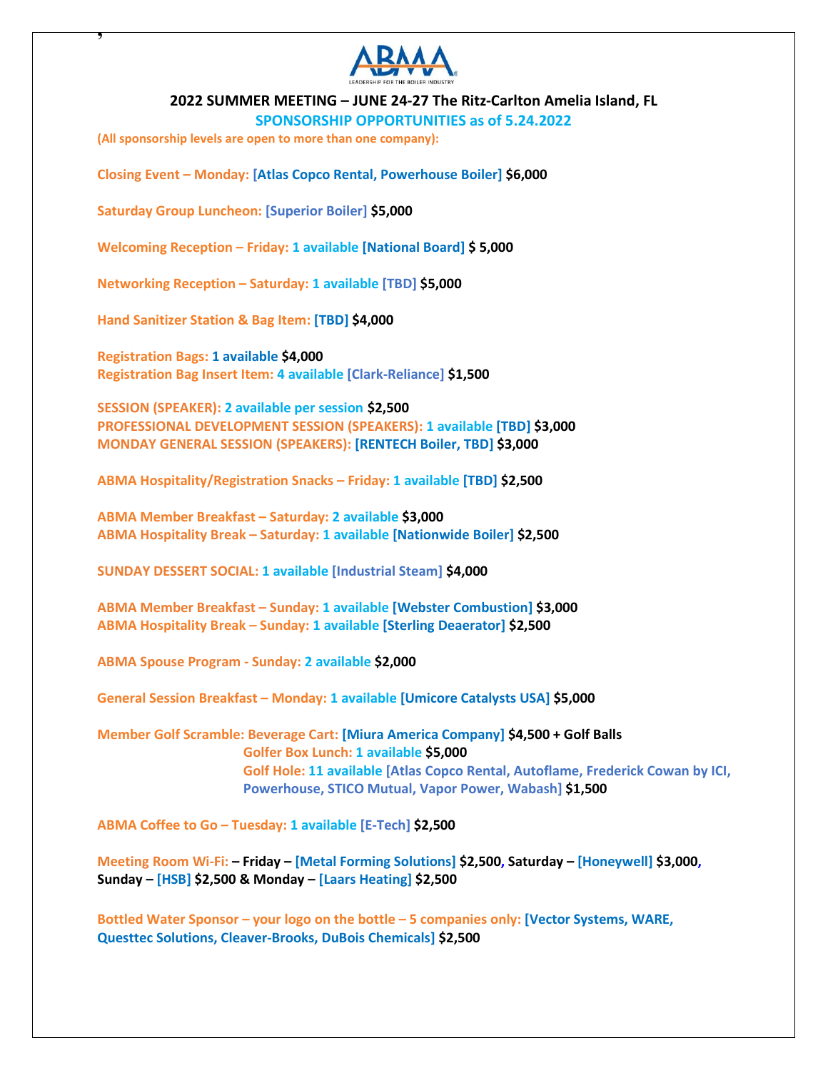## 2022 SUMMER MEETING – JUNE 24-27 The Ritz-Carlton Amelia Island, FL

### SPONSORSHIP OPPORTUNITIES as of 5.24.2022

**(All sponsorship levels are open to more than one company):**

**Closing Event – Monday: [Atlas Copco Rental, Powerhouse Boiler] $6,000**

**Saturday Group Luncheon: [Superior Boiler] $5,000**

**Welcoming Reception – Friday: 1 available [National Board] $ 5,000**

**Networking Reception – Saturday: 1 available [TBD] $5,000**

**Hand Sanitizer Station & Bag Item: [TBD] $4,000**

**Registration Bags: 1 available $4,000**
**Registration Bag Insert Item: 4 available [Clark-Reliance] $1,500**

**SESSION (SPEAKER): 2 available per session $2,500**
**PROFESSIONAL DEVELOPMENT SESSION (SPEAKERS): 1 available [TBD] $3,000**
**MONDAY GENERAL SESSION (SPEAKERS): [RENTECH Boiler, TBD] $3,000**

**ABMA Hospitality/Registration Snacks – Friday: 1 available [TBD] $2,500**

**ABMA Member Breakfast – Saturday: 2 available $3,000**
**ABMA Hospitality Break – Saturday: 1 available [Nationwide Boiler] $2,500**

**SUNDAY DESSERT SOCIAL: 1 available [Industrial Steam] $4,000**

**ABMA Member Breakfast – Sunday: 1 available [Webster Combustion] $3,000**
**ABMA Hospitality Break – Sunday: 1 available [Sterling Deaerator] $2,500**

**ABMA Spouse Program - Sunday: 2 available $2,000**

**General Session Breakfast – Monday: 1 available [Umicore Catalysts USA] $5,000**

**Member Golf Scramble: Beverage Cart: [Miura America Company] $4,500 + Golf Balls**
**Golfer Box Lunch: 1 available $5,000**
**Golf Hole: 11 available [Atlas Copco Rental, Autoflame, Frederick Cowan by ICI, Powerhouse, STICO Mutual, Vapor Power, Wabash] $1,500**

**ABMA Coffee to Go – Tuesday: 1 available [E-Tech] $2,500**

**Meeting Room Wi-Fi: – Friday – [Metal Forming Solutions] $2,500, Saturday – [Honeywell] $3,000, Sunday – [HSB] $2,500 & Monday – [Laars Heating] $2,500**

**Bottled Water Sponsor – your logo on the bottle – 5 companies only: [Vector Systems, WARE, Questtec Solutions, Cleaver-Brooks, DuBois Chemicals] $2,500**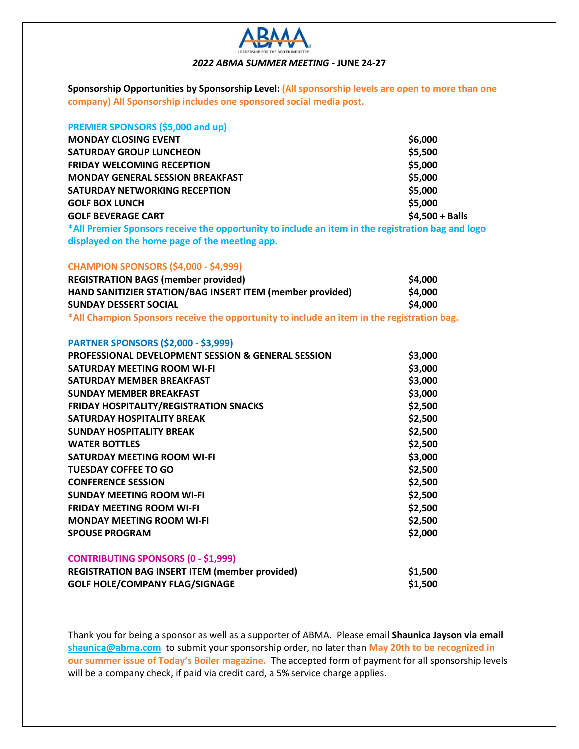*2022 ABMA SUMMER MEETING* **- JUNE 24-27**

**Sponsorship Opportunities by Sponsorship Level: (All sponsorship levels are open to more than one company) All Sponsorship includes one sponsored social media post.**

**PREMIER SPONSORS ($5,000 and up)**

| | |
|---|---|
| **MONDAY CLOSING EVENT** | **$6,000** |
| **SATURDAY GROUP LUNCHEON** | **$5,500** |
| **FRIDAY WELCOMING RECEPTION** | **$5,000** |
| **MONDAY GENERAL SESSION BREAKFAST** | **$5,000** |
| **SATURDAY NETWORKING RECEPTION** | **$5,000** |
| **GOLF BOX LUNCH** | **$5,000** |
| **GOLF BEVERAGE CART** | **$4,500 + Balls** |

**\*All Premier Sponsors receive the opportunity to include an item in the registration bag and logo displayed on the home page of the meeting app.**

**CHAMPION SPONSORS ($4,000 - $4,999)**

| | |
|---|---|
| **REGISTRATION BAGS (member provided)** | **$4,000** |
| **HAND SANITIZIER STATION/BAG INSERT ITEM (member provided)** | **$4,000** |
| **SUNDAY DESSERT SOCIAL** | **$4,000** |

**\*All Champion Sponsors receive the opportunity to include an item in the registration bag.**

**PARTNER SPONSORS ($2,000 - $3,999)**

| | |
|---|---|
| **PROFESSIONAL DEVELOPMENT SESSION & GENERAL SESSION** | **$3,000** |
| **SATURDAY MEETING ROOM WI-FI** | **$3,000** |
| **SATURDAY MEMBER BREAKFAST** | **$3,000** |
| **SUNDAY MEMBER BREAKFAST** | **$3,000** |
| **FRIDAY HOSPITALITY/REGISTRATION SNACKS** | **$2,500** |
| **SATURDAY HOSPITALITY BREAK** | **$2,500** |
| **SUNDAY HOSPITALITY BREAK** | **$2,500** |
| **WATER BOTTLES** | **$2,500** |
| **SATURDAY MEETING ROOM WI-FI** | **$3,000** |
| **TUESDAY COFFEE TO GO** | **$2,500** |
| **CONFERENCE SESSION** | **$2,500** |
| **SUNDAY MEETING ROOM WI-FI** | **$2,500** |
| **FRIDAY MEETING ROOM WI-FI** | **$2,500** |
| **MONDAY MEETING ROOM WI-FI** | **$2,500** |
| **SPOUSE PROGRAM** | **$2,000** |

**CONTRIBUTING SPONSORS (0 - $1,999)**

| | |
|---|---|
| **REGISTRATION BAG INSERT ITEM (member provided)** | **$1,500** |
| **GOLF HOLE/COMPANY FLAG/SIGNAGE** | **$1,500** |

Thank you for being a sponsor as well as a supporter of ABMA. Please email **Shaunica Jayson via email** **shaunica@abma.com** to submit your sponsorship order, no later than **May 20th to be recognized in our summer issue of Today's Boiler magazine.** The accepted form of payment for all sponsorship levels will be a company check, if paid via credit card, a 5% service charge applies.